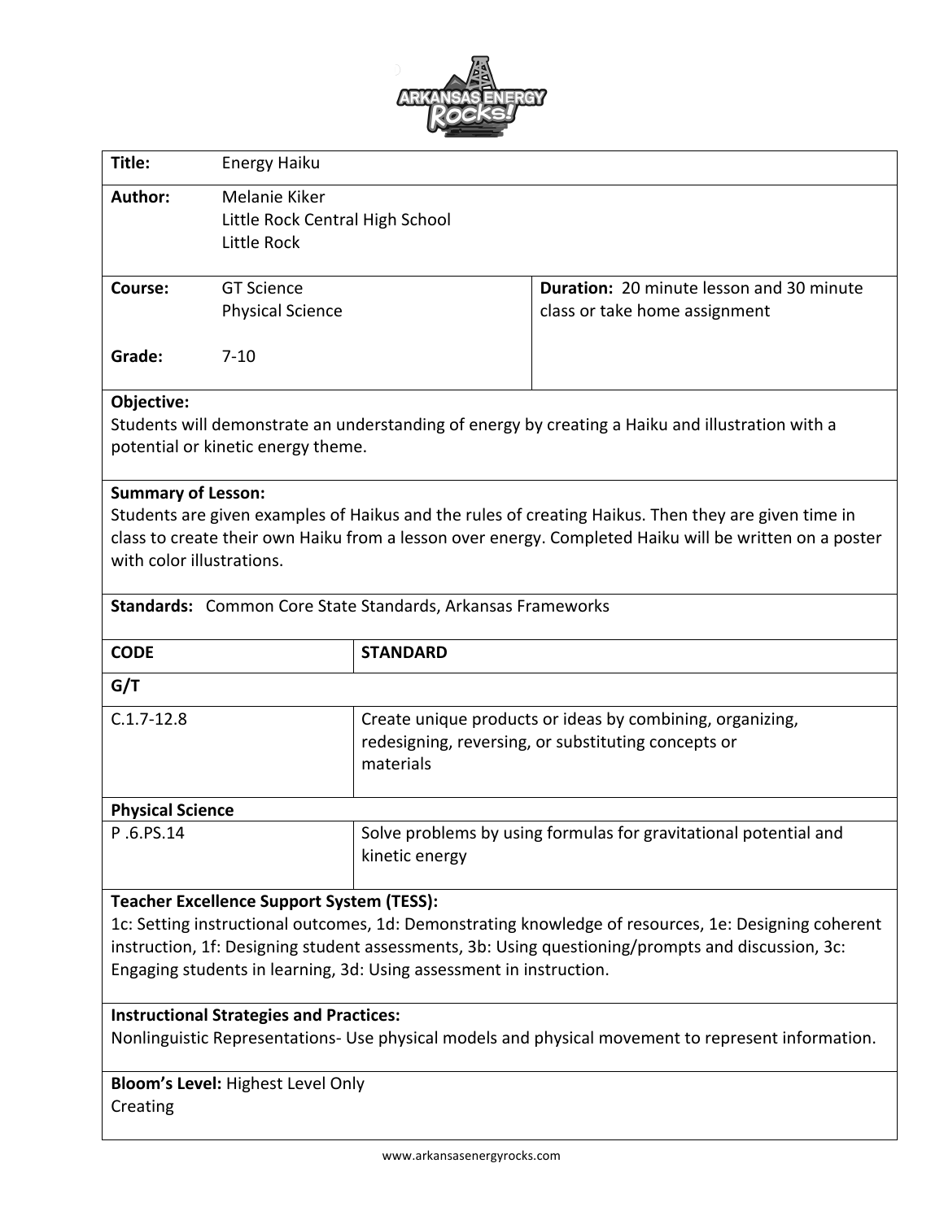| | | |
|---|---|---|
| **Title:** | Energy Haiku | |
| **Author:** | Melanie Kiker<br>Little Rock Central High School<br>Little Rock | |
| **Course:** | GT Science<br>Physical Science | **Duration:** 20 minute lesson and 30 minute class or take home assignment |
| **Grade:** | 7-10 | |

**Objective:**
Students will demonstrate an understanding of energy by creating a Haiku and illustration with a potential or kinetic energy theme.

**Summary of Lesson:**
Students are given examples of Haikus and the rules of creating Haikus. Then they are given time in class to create their own Haiku from a lesson over energy. Completed Haiku will be written on a poster with color illustrations.

**Standards:** Common Core State Standards, Arkansas Frameworks

| CODE | STANDARD |
|---|---|
| **G/T** | |
| C.1.7-12.8 | Create unique products or ideas by combining, organizing, redesigning, reversing, or substituting concepts or materials |
| **Physical Science** | |
| P .6.PS.14 | Solve problems by using formulas for gravitational potential and kinetic energy |

**Teacher Excellence Support System (TESS):**
1c: Setting instructional outcomes, 1d: Demonstrating knowledge of resources, 1e: Designing coherent instruction, 1f: Designing student assessments, 3b: Using questioning/prompts and discussion, 3c: Engaging students in learning, 3d: Using assessment in instruction.

**Instructional Strategies and Practices:**
Nonlinguistic Representations- Use physical models and physical movement to represent information.

**Bloom's Level:** Highest Level Only
Creating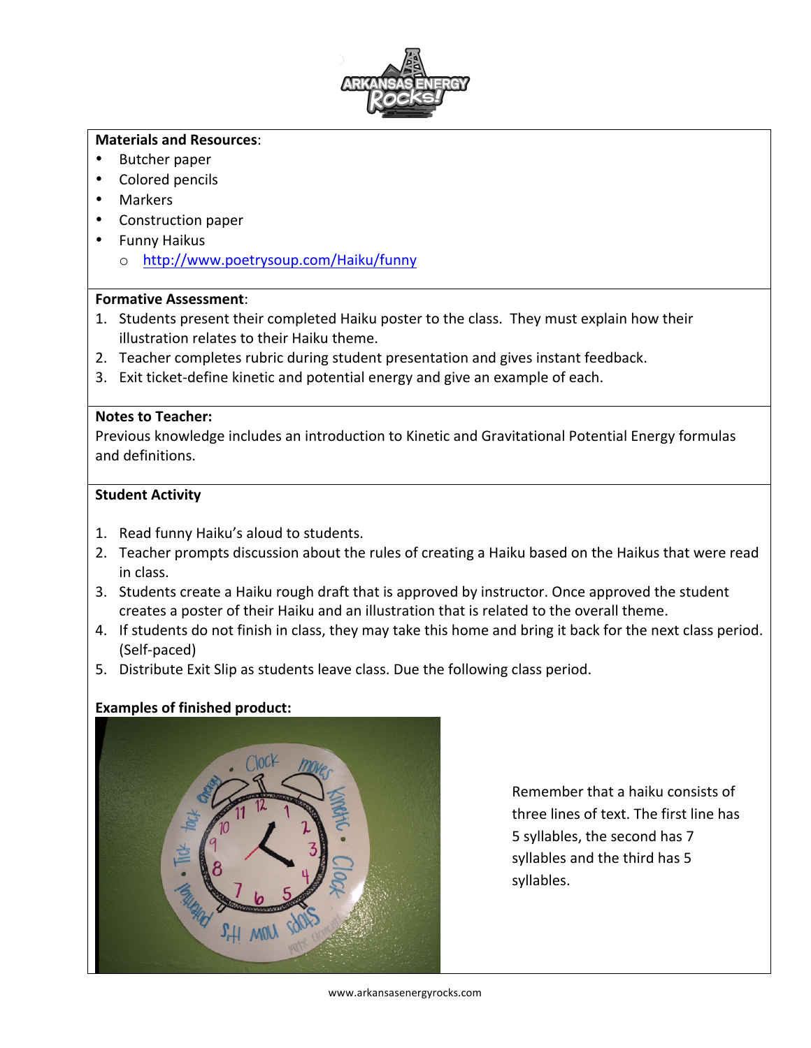**Materials and Resources**:

- Butcher paper
- Colored pencils
- Markers
- Construction paper
- Funny Haikus
  - http://www.poetrysoup.com/Haiku/funny

**Formative Assessment**:

1. Students present their completed Haiku poster to the class. They must explain how their illustration relates to their Haiku theme.
2. Teacher completes rubric during student presentation and gives instant feedback.
3. Exit ticket-define kinetic and potential energy and give an example of each.

**Notes to Teacher:**

Previous knowledge includes an introduction to Kinetic and Gravitational Potential Energy formulas and definitions.

**Student Activity**

1. Read funny Haiku's aloud to students.
2. Teacher prompts discussion about the rules of creating a Haiku based on the Haikus that were read in class.
3. Students create a Haiku rough draft that is approved by instructor. Once approved the student creates a poster of their Haiku and an illustration that is related to the overall theme.
4. If students do not finish in class, they may take this home and bring it back for the next class period. (Self-paced)
5. Distribute Exit Slip as students leave class. Due the following class period.

**Examples of finished product:**

Remember that a haiku consists of three lines of text. The first line has 5 syllables, the second has 7 syllables and the third has 5 syllables.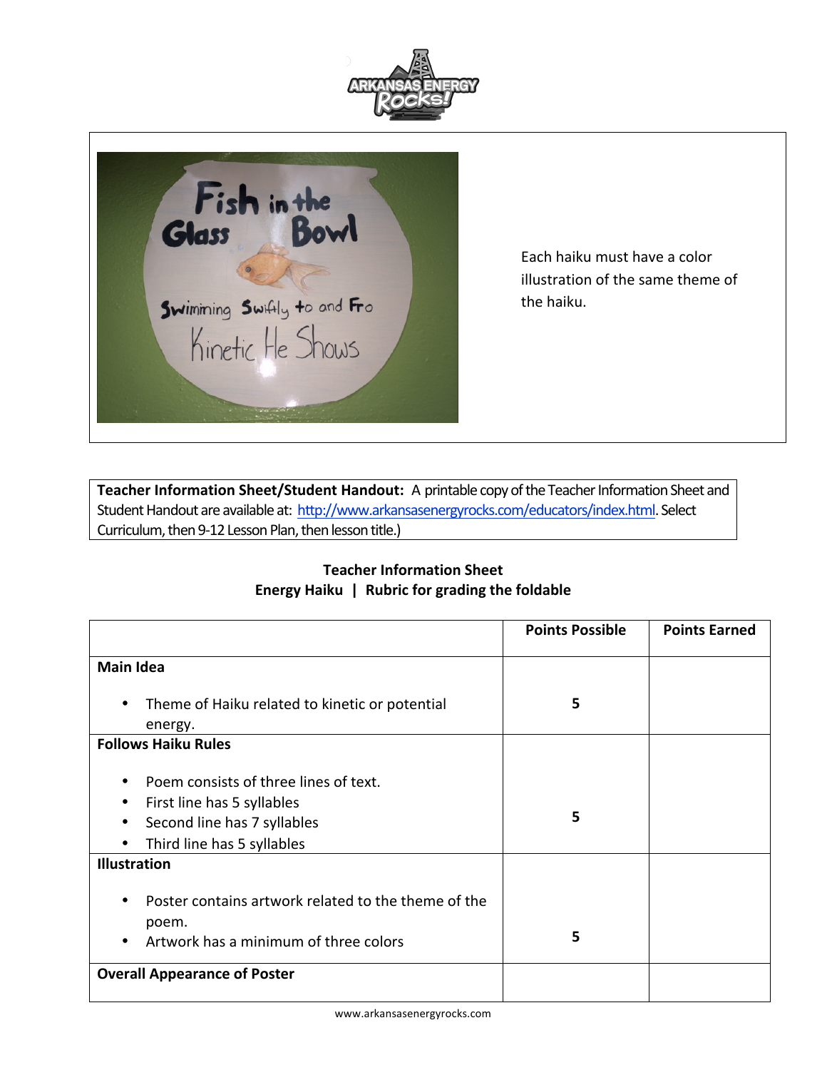Each haiku must have a color illustration of the same theme of the haiku.

**Teacher Information Sheet/Student Handout:** A printable copy of the Teacher Information Sheet and Student Handout are available at: http://www.arkansasenergyrocks.com/educators/index.html. Select Curriculum, then 9-12 Lesson Plan, then lesson title.)

**Teacher Information Sheet**
**Energy Haiku | Rubric for grading the foldable**

| | Points Possible | Points Earned |
|---|---|---|
| **Main Idea**<br>• Theme of Haiku related to kinetic or potential energy. | 5 | |
| **Follows Haiku Rules**<br>• Poem consists of three lines of text.<br>• First line has 5 syllables<br>• Second line has 7 syllables<br>• Third line has 5 syllables | 5 | |
| **Illustration**<br>• Poster contains artwork related to the theme of the poem.<br>• Artwork has a minimum of three colors | 5 | |
| **Overall Appearance of Poster** | | |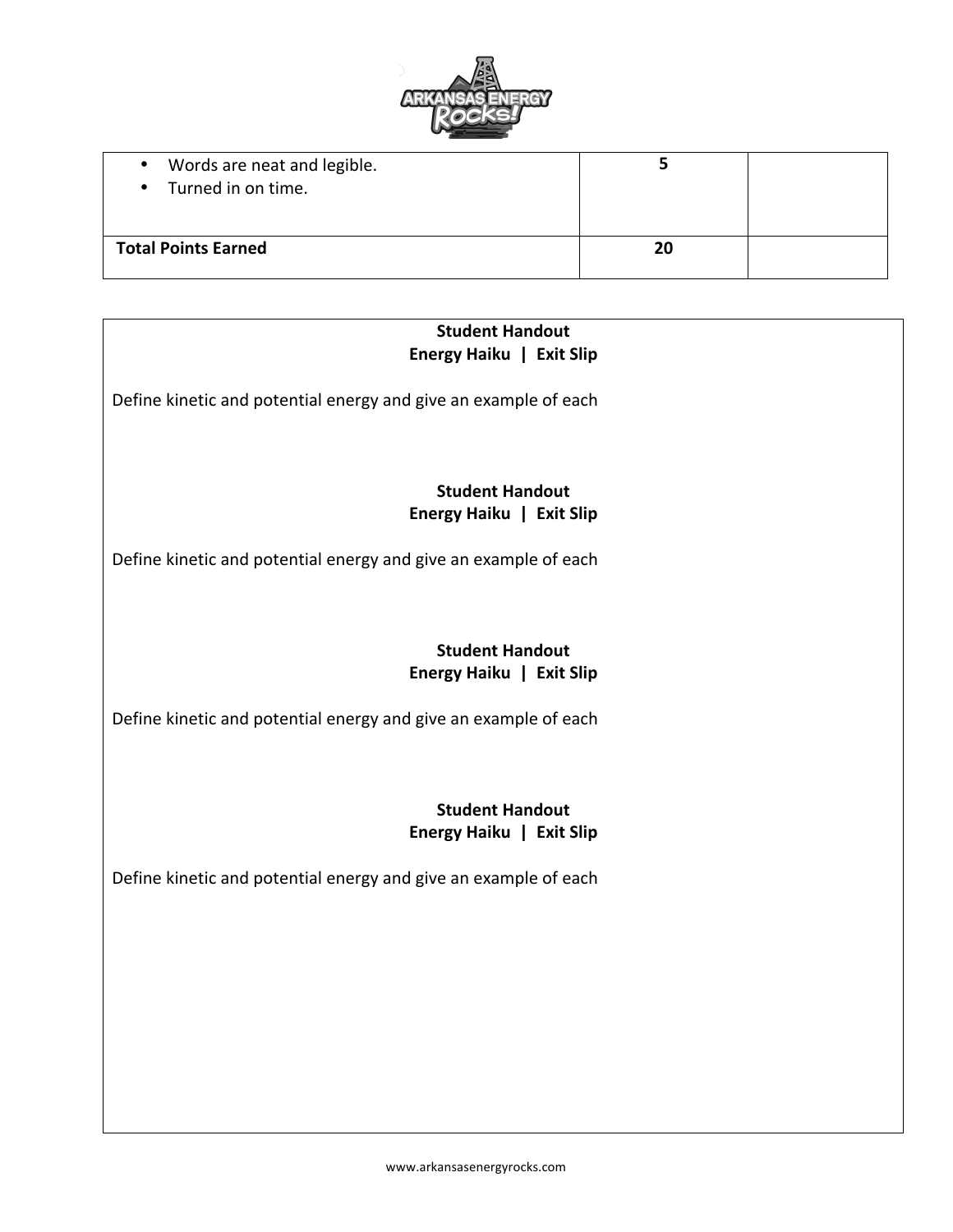| | | |
|---|---|---|
| • Words are neat and legible.<br>• Turned in on time. | **5** | |
| **Total Points Earned** | **20** | |

**Student Handout**
**Energy Haiku | Exit Slip**

Define kinetic and potential energy and give an example of each

**Student Handout**
**Energy Haiku | Exit Slip**

Define kinetic and potential energy and give an example of each

**Student Handout**
**Energy Haiku | Exit Slip**

Define kinetic and potential energy and give an example of each

**Student Handout**
**Energy Haiku | Exit Slip**

Define kinetic and potential energy and give an example of each